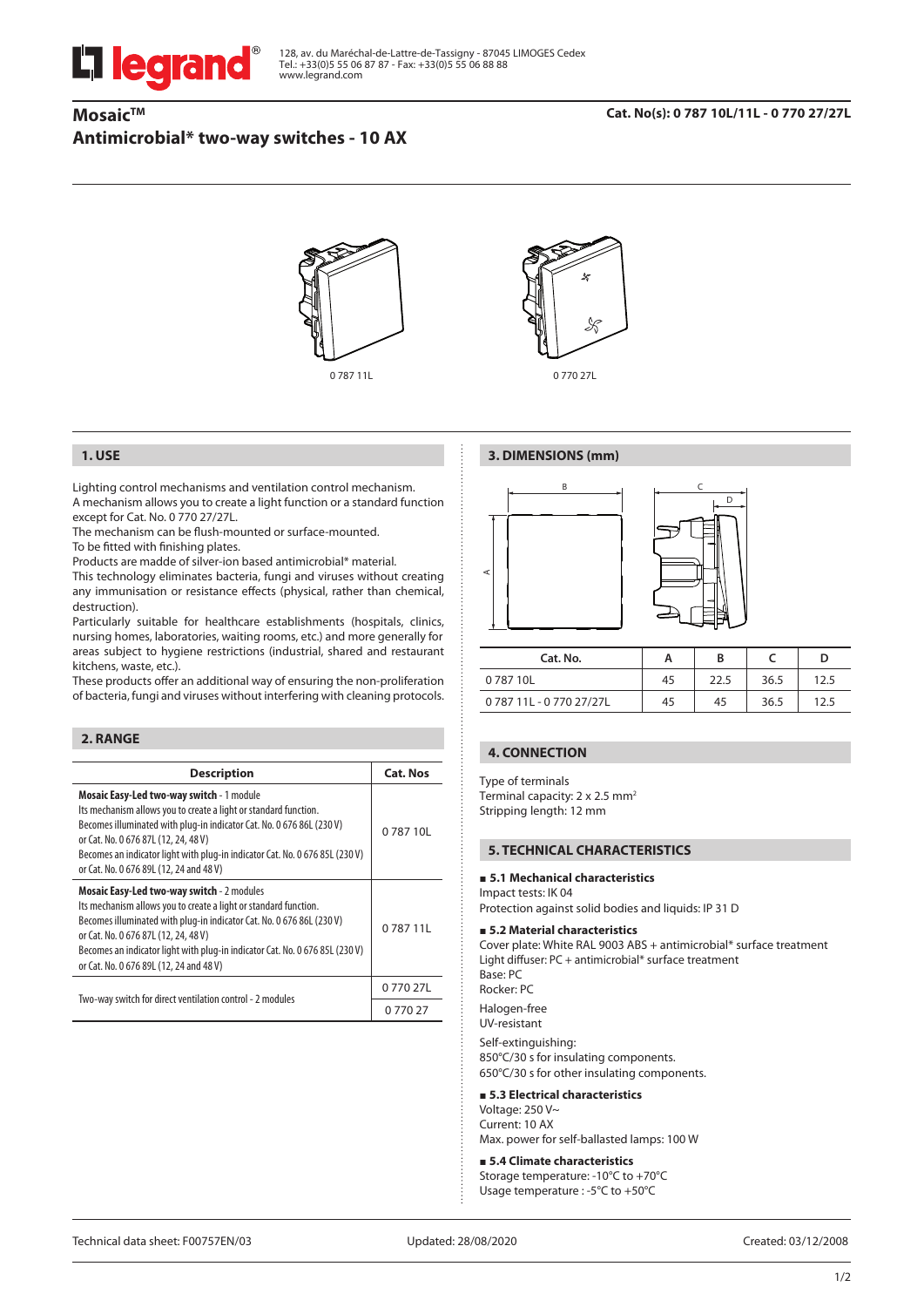128, av. du Maréchal-de-Lattre-de-Tassigny - 87045 LIMOGES Cedex
Tel.: +33(0)5 55 06 87 87 - Fax: +33(0)5 55 06 88 88
www.legrand.com

# Mosaic™
# Antimicrobial* two-way switches - 10 AX

**Cat. No(s): 0 787 10L/11L - 0 770 27/27L**

0 787 11L

0 770 27L

## 1. USE

Lighting control mechanisms and ventilation control mechanism.
A mechanism allows you to create a light function or a standard function except for Cat. No. 0 770 27/27L.
The mechanism can be flush-mounted or surface-mounted.
To be fitted with finishing plates.
Products are madde of silver-ion based antimicrobial* material.
This technology eliminates bacteria, fungi and viruses without creating any immunisation or resistance effects (physical, rather than chemical, destruction).
Particularly suitable for healthcare establishments (hospitals, clinics, nursing homes, laboratories, waiting rooms, etc.) and more generally for areas subject to hygiene restrictions (industrial, shared and restaurant kitchens, waste, etc.).
These products offer an additional way of ensuring the non-proliferation of bacteria, fungi and viruses without interfering with cleaning protocols.

## 2. RANGE

| Description | Cat. Nos |
|---|---|
| **Mosaic Easy-Led two-way switch** - 1 module<br>Its mechanism allows you to create a light or standard function.<br>Becomes illuminated with plug-in indicator Cat. No. 0 676 86L (230 V) or Cat. No. 0 676 87L (12, 24, 48 V)<br>Becomes an indicator light with plug-in indicator Cat. No. 0 676 85L (230 V) or Cat. No. 0 676 89L (12, 24 and 48 V) | 0 787 10L |
| **Mosaic Easy-Led two-way switch** - 2 modules<br>Its mechanism allows you to create a light or standard function.<br>Becomes illuminated with plug-in indicator Cat. No. 0 676 86L (230 V) or Cat. No. 0 676 87L (12, 24, 48 V)<br>Becomes an indicator light with plug-in indicator Cat. No. 0 676 85L (230 V) or Cat. No. 0 676 89L (12, 24 and 48 V) | 0 787 11L |
| Two-way switch for direct ventilation control - 2 modules | 0 770 27L<br>0 770 27 |

## 3. DIMENSIONS (mm)

| Cat. No. | A | B | C | D |
|---|---|---|---|---|
| 0 787 10L | 45 | 22.5 | 36.5 | 12.5 |
| 0 787 11L - 0 770 27/27L | 45 | 45 | 36.5 | 12.5 |

## 4. CONNECTION

Type of terminals
Terminal capacity: 2 x 2.5 mm²
Stripping length: 12 mm

## 5. TECHNICAL CHARACTERISTICS

### ■ 5.1 Mechanical characteristics

Impact tests: IK 04
Protection against solid bodies and liquids: IP 31 D

### ■ 5.2 Material characteristics

Cover plate: White RAL 9003 ABS + antimicrobial* surface treatment
Light diffuser: PC + antimicrobial* surface treatment
Base: PC
Rocker: PC

Halogen-free
UV-resistant

Self-extinguishing:
850°C/30 s for insulating components.
650°C/30 s for other insulating components.

### ■ 5.3 Electrical characteristics

Voltage: 250 V~
Current: 10 AX
Max. power for self-ballasted lamps: 100 W

### ■ 5.4 Climate characteristics

Storage temperature: -10°C to +70°C
Usage temperature : -5°C to +50°C

Technical data sheet: F00757EN/03 — Updated: 28/08/2020 — Created: 03/12/2008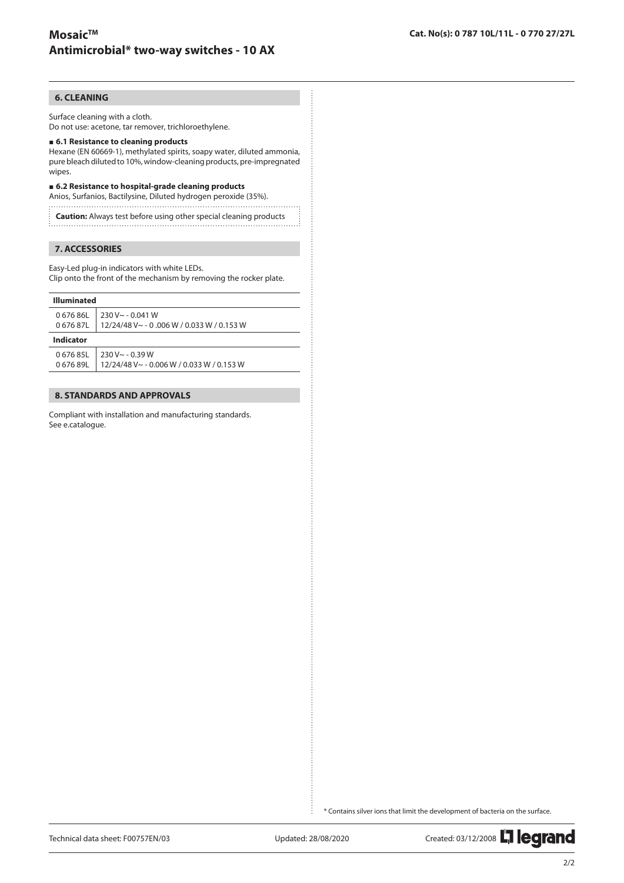## 6. CLEANING

Surface cleaning with a cloth.
Do not use: acetone, tar remover, trichloroethylene.

**■ 6.1 Resistance to cleaning products**
Hexane (EN 60669-1), methylated spirits, soapy water, diluted ammonia, pure bleach diluted to 10%, window-cleaning products, pre-impregnated wipes.

**■ 6.2 Resistance to hospital-grade cleaning products**
Anios, Surfanios, Bactilysine, Diluted hydrogen peroxide (35%).

**Caution:** Always test before using other special cleaning products

## 7. ACCESSORIES

Easy-Led plug-in indicators with white LEDs.
Clip onto the front of the mechanism by removing the rocker plate.

| | |
|---|---|
| **Illuminated** | |
| 0 676 86L | 230 V~ - 0.041 W |
| 0 676 87L | 12/24/48 V~ - 0 .006 W / 0.033 W / 0.153 W |
| **Indicator** | |
| 0 676 85L | 230 V~ - 0.39 W |
| 0 676 89L | 12/24/48 V~ - 0.006 W / 0.033 W / 0.153 W |

## 8. STANDARDS AND APPROVALS

Compliant with installation and manufacturing standards.
See e.catalogue.

* Contains silver ions that limit the development of bacteria on the surface.